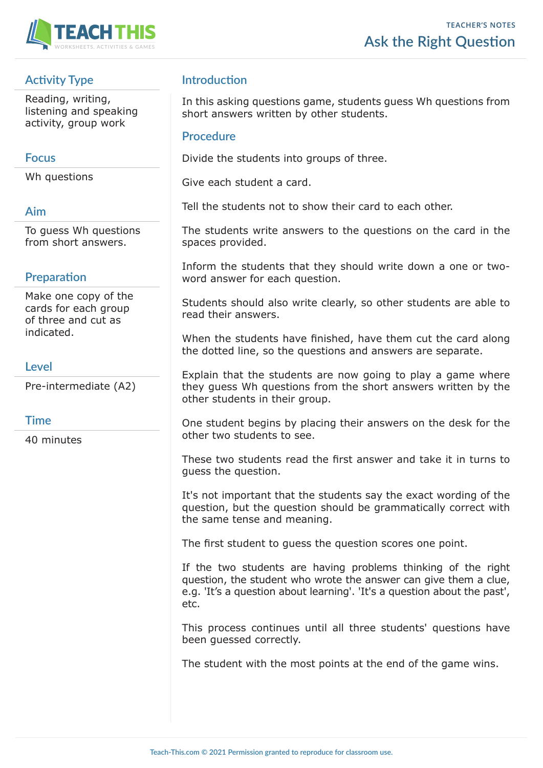TEACHER'S NOTES

# Ask the Right Question

## Activity Type

Reading, writing, listening and speaking activity, group work

## Focus

Wh questions

## Aim

To guess Wh questions from short answers.

## Preparation

Make one copy of the cards for each group of three and cut as indicated.

## Level

Pre-intermediate (A2)

## Time

40 minutes

## Introduction

In this asking questions game, students guess Wh questions from short answers written by other students.

## Procedure

Divide the students into groups of three.

Give each student a card.

Tell the students not to show their card to each other.

The students write answers to the questions on the card in the spaces provided.

Inform the students that they should write down a one or two-word answer for each question.

Students should also write clearly, so other students are able to read their answers.

When the students have finished, have them cut the card along the dotted line, so the questions and answers are separate.

Explain that the students are now going to play a game where they guess Wh questions from the short answers written by the other students in their group.

One student begins by placing their answers on the desk for the other two students to see.

These two students read the first answer and take it in turns to guess the question.

It's not important that the students say the exact wording of the question, but the question should be grammatically correct with the same tense and meaning.

The first student to guess the question scores one point.

If the two students are having problems thinking of the right question, the student who wrote the answer can give them a clue, e.g. 'It's a question about learning'. 'It's a question about the past', etc.

This process continues until all three students' questions have been guessed correctly.

The student with the most points at the end of the game wins.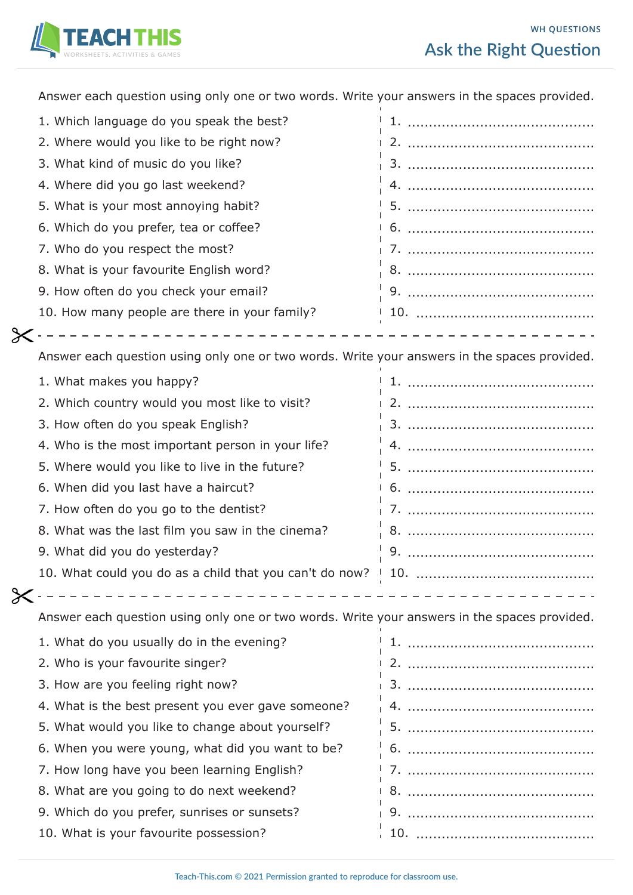WH QUESTIONS

# Ask the Right Question

Answer each question using only one or two words. Write your answers in the spaces provided.

| | |
|---|---|
| 1. Which language do you speak the best? | 1. ........................................... |
| 2. Where would you like to be right now? | 2. ........................................... |
| 3. What kind of music do you like? | 3. ........................................... |
| 4. Where did you go last weekend? | 4. ........................................... |
| 5. What is your most annoying habit? | 5. ........................................... |
| 6. Which do you prefer, tea or coffee? | 6. ........................................... |
| 7. Who do you respect the most? | 7. ........................................... |
| 8. What is your favourite English word? | 8. ........................................... |
| 9. How often do you check your email? | 9. ........................................... |
| 10. How many people are there in your family? | 10. ......................................... |

---

Answer each question using only one or two words. Write your answers in the spaces provided.

| | |
|---|---|
| 1. What makes you happy? | 1. ........................................... |
| 2. Which country would you most like to visit? | 2. ........................................... |
| 3. How often do you speak English? | 3. ........................................... |
| 4. Who is the most important person in your life? | 4. ........................................... |
| 5. Where would you like to live in the future? | 5. ........................................... |
| 6. When did you last have a haircut? | 6. ........................................... |
| 7. How often do you go to the dentist? | 7. ........................................... |
| 8. What was the last film you saw in the cinema? | 8. ........................................... |
| 9. What did you do yesterday? | 9. ........................................... |
| 10. What could you do as a child that you can't do now? | 10. ......................................... |

---

Answer each question using only one or two words. Write your answers in the spaces provided.

| | |
|---|---|
| 1. What do you usually do in the evening? | 1. ........................................... |
| 2. Who is your favourite singer? | 2. ........................................... |
| 3. How are you feeling right now? | 3. ........................................... |
| 4. What is the best present you ever gave someone? | 4. ........................................... |
| 5. What would you like to change about yourself? | 5. ........................................... |
| 6. When you were young, what did you want to be? | 6. ........................................... |
| 7. How long have you been learning English? | 7. ........................................... |
| 8. What are you going to do next weekend? | 8. ........................................... |
| 9. Which do you prefer, sunrises or sunsets? | 9. ........................................... |
| 10. What is your favourite possession? | 10. ......................................... |